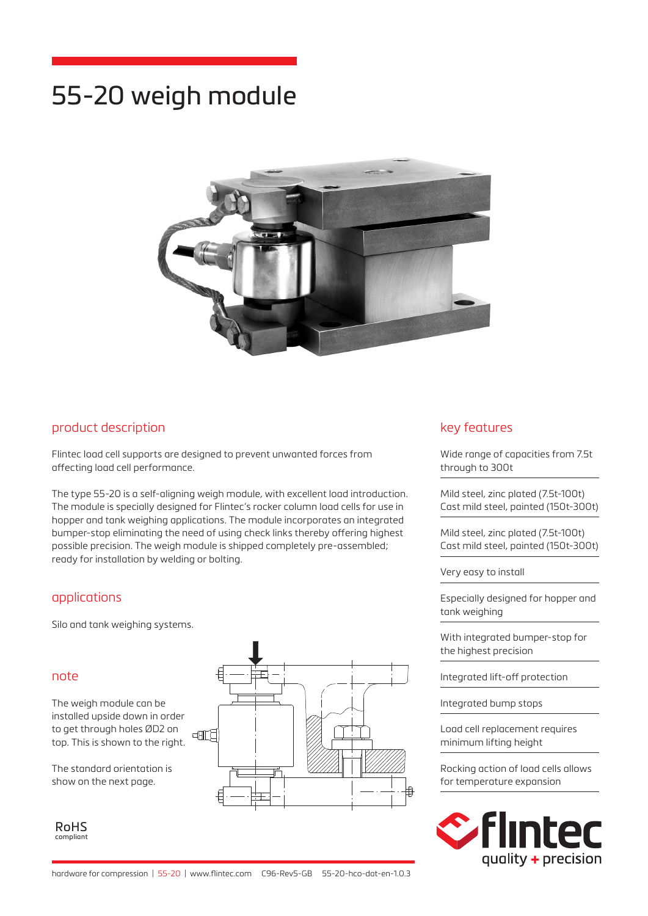# 55-20 weigh module

## product description

Flintec load cell supports are designed to prevent unwanted forces from affecting load cell performance.

The type 55-20 is a self-aligning weigh module, with excellent load introduction. The module is specially designed for Flintec's rocker column load cells for use in hopper and tank weighing applications. The module incorporates an integrated bumper-stop eliminating the need of using check links thereby offering highest possible precision. The weigh module is shipped completely pre-assembled; ready for installation by welding or bolting.

## applications

Silo and tank weighing systems.

## note

The weigh module can be installed upside down in order to get through holes ØD2 on top. This is shown to the right.

The standard orientation is show on the next page.

RoHS compliant

## key features

- Wide range of capacities from 7.5t through to 300t
- Mild steel, zinc plated (7.5t-100t) Cast mild steel, painted (150t-300t)
- Mild steel, zinc plated (7.5t-100t) Cast mild steel, painted (150t-300t)
- Very easy to install
- Especially designed for hopper and tank weighing
- With integrated bumper-stop for the highest precision
- Integrated lift-off protection
- Integrated bump stops
- Load cell replacement requires minimum lifting height
- Rocking action of load cells allows for temperature expansion

flintec quality + precision

hardware for compression | 55-20 | www.flintec.com C96-Rev5-GB 55-20-hco-dat-en-1.0.3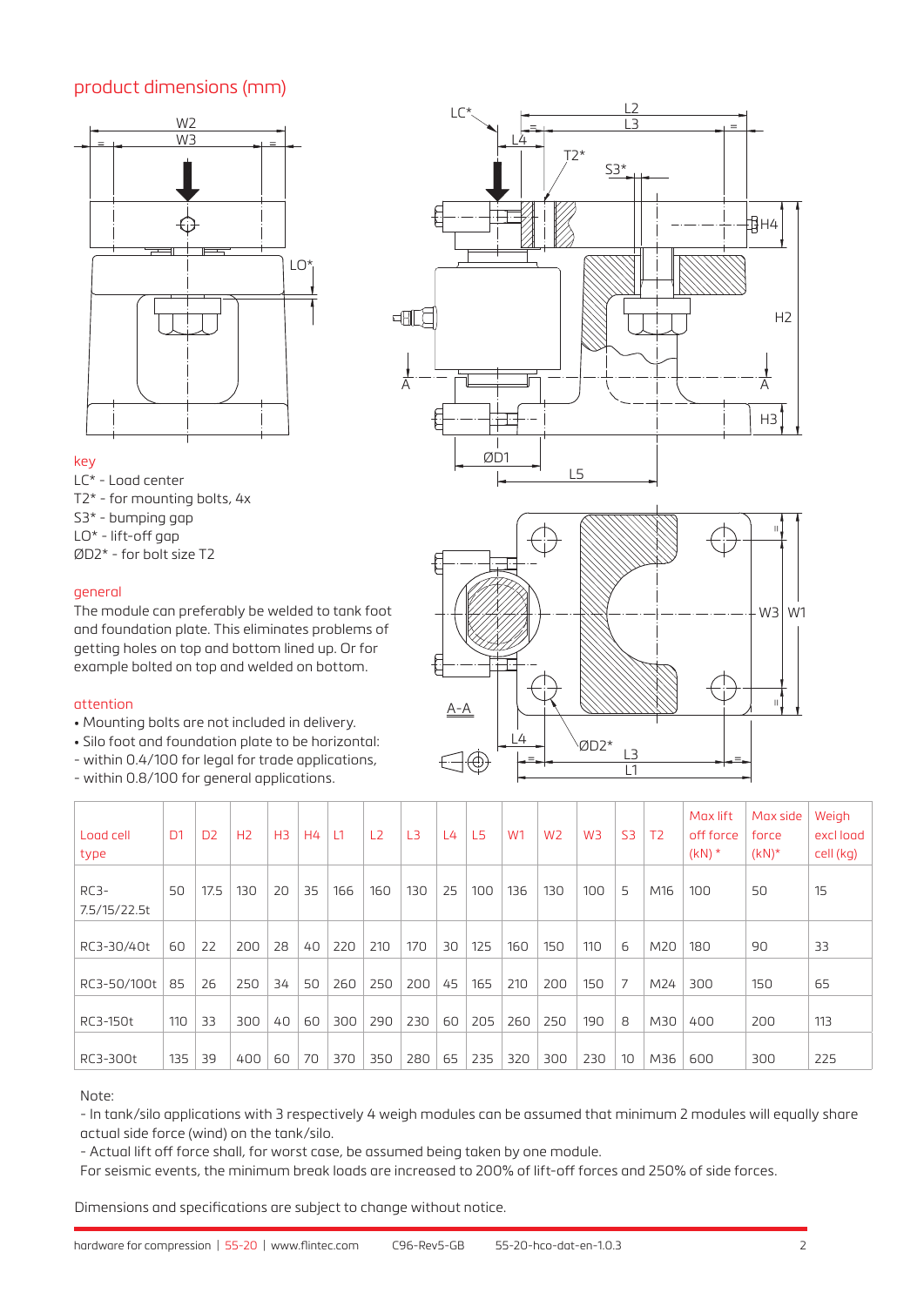## product dimensions (mm)

W2
W3
LO*
LC*
L2
L3
L4
T2*
S3*
H4
H2
A
A
H3
ØD1
L5
W3
W1
A-A
L4
ØD2*
L3
L1

### key

LC* - Load center
T2* - for mounting bolts, 4x
S3* - bumping gap
LO* - lift-off gap
ØD2* - for bolt size T2

### general

The module can preferably be welded to tank foot and foundation plate. This eliminates problems of getting holes on top and bottom lined up. Or for example bolted on top and welded on bottom.

### attention

- Mounting bolts are not included in delivery.
- Silo foot and foundation plate to be horizontal:
- within 0.4/100 for legal for trade applications,
- within 0.8/100 for general applications.

| Load cell type | D1 | D2 | H2 | H3 | H4 | L1 | L2 | L3 | L4 | L5 | W1 | W2 | W3 | S3 | T2 | Max lift off force (kN) * | Max side force (kN)* | Weigh excl load cell (kg) |
|---|---|---|---|---|---|---|---|---|---|---|---|---|---|---|---|---|---|---|
| RC3-7.5/15/22.5t | 50 | 17.5 | 130 | 20 | 35 | 166 | 160 | 130 | 25 | 100 | 136 | 130 | 100 | 5 | M16 | 100 | 50 | 15 |
| RC3-30/40t | 60 | 22 | 200 | 28 | 40 | 220 | 210 | 170 | 30 | 125 | 160 | 150 | 110 | 6 | M20 | 180 | 90 | 33 |
| RC3-50/100t | 85 | 26 | 250 | 34 | 50 | 260 | 250 | 200 | 45 | 165 | 210 | 200 | 150 | 7 | M24 | 300 | 150 | 65 |
| RC3-150t | 110 | 33 | 300 | 40 | 60 | 300 | 290 | 230 | 60 | 205 | 260 | 250 | 190 | 8 | M30 | 400 | 200 | 113 |
| RC3-300t | 135 | 39 | 400 | 60 | 70 | 370 | 350 | 280 | 65 | 235 | 320 | 300 | 230 | 10 | M36 | 600 | 300 | 225 |

Note:
- In tank/silo applications with 3 respectively 4 weigh modules can be assumed that minimum 2 modules will equally share actual side force (wind) on the tank/silo.
- Actual lift off force shall, for worst case, be assumed being taken by one module.
For seismic events, the minimum break loads are increased to 200% of lift-off forces and 250% of side forces.

Dimensions and specifications are subject to change without notice.